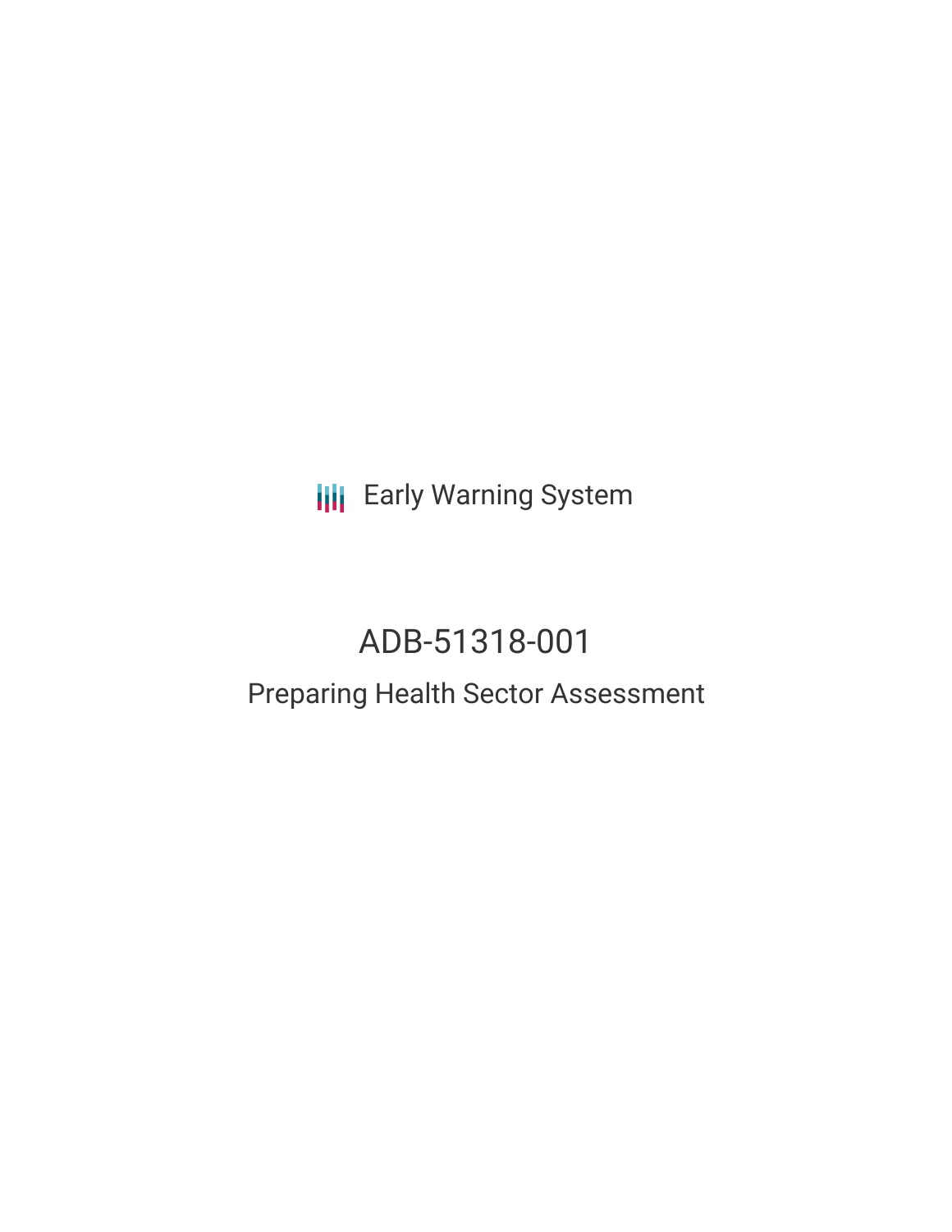Early Warning System

# ADB-51318-001

## Preparing Health Sector Assessment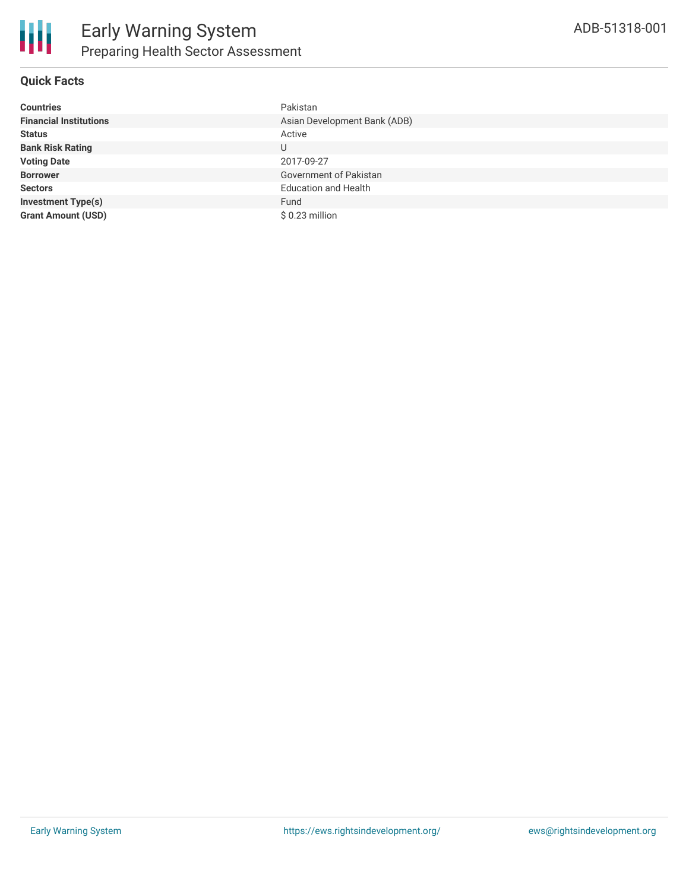# Early Warning System

## Preparing Health Sector Assessment

ADB-51318-001

### Quick Facts

| | |
|---|---|
| **Countries** | Pakistan |
| **Financial Institutions** | Asian Development Bank (ADB) |
| **Status** | Active |
| **Bank Risk Rating** | U |
| **Voting Date** | 2017-09-27 |
| **Borrower** | Government of Pakistan |
| **Sectors** | Education and Health |
| **Investment Type(s)** | Fund |
| **Grant Amount (USD)** | $ 0.23 million |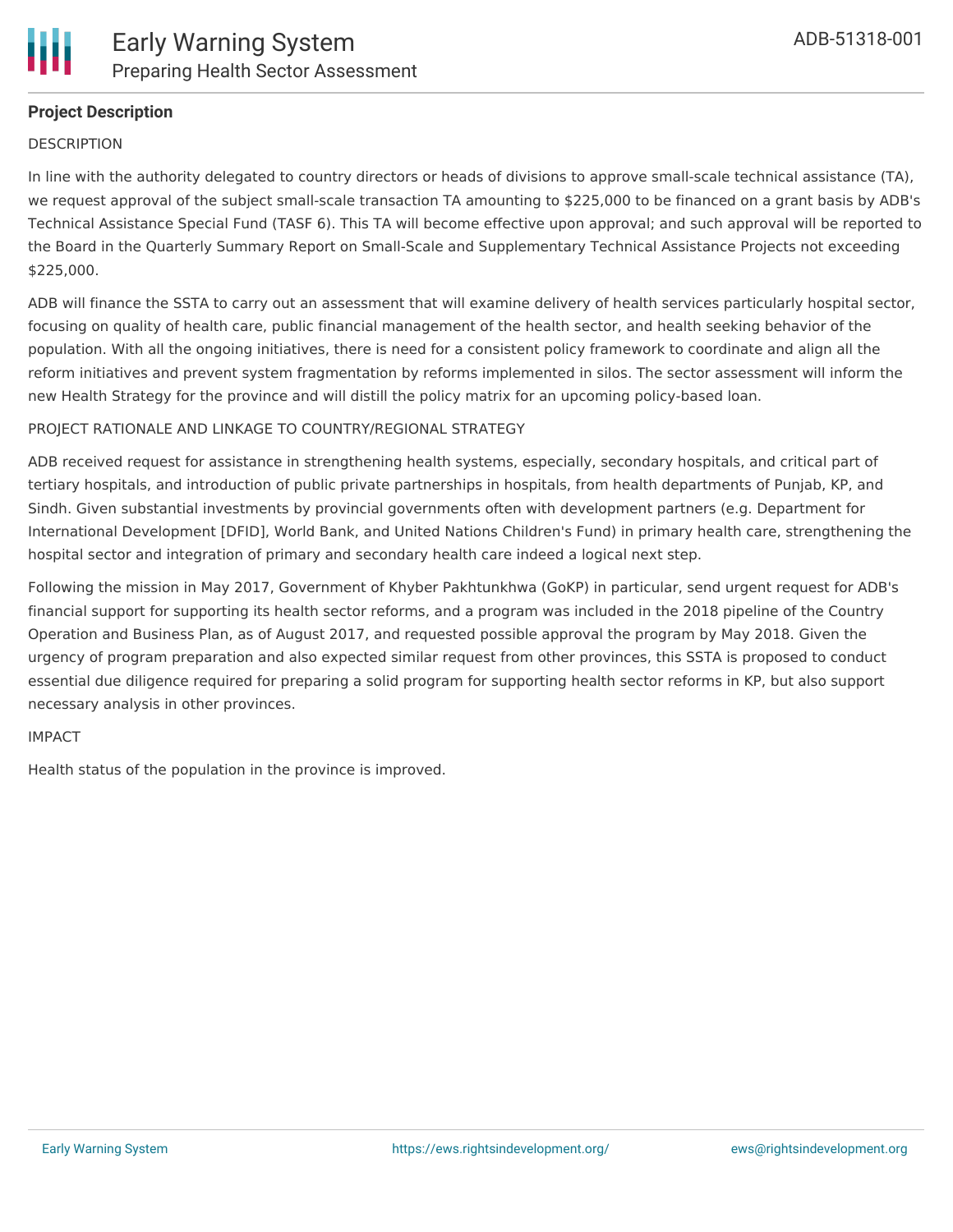## Project Description

DESCRIPTION

In line with the authority delegated to country directors or heads of divisions to approve small-scale technical assistance (TA), we request approval of the subject small-scale transaction TA amounting to $225,000 to be financed on a grant basis by ADB's Technical Assistance Special Fund (TASF 6). This TA will become effective upon approval; and such approval will be reported to the Board in the Quarterly Summary Report on Small-Scale and Supplementary Technical Assistance Projects not exceeding $225,000.

ADB will finance the SSTA to carry out an assessment that will examine delivery of health services particularly hospital sector, focusing on quality of health care, public financial management of the health sector, and health seeking behavior of the population. With all the ongoing initiatives, there is need for a consistent policy framework to coordinate and align all the reform initiatives and prevent system fragmentation by reforms implemented in silos. The sector assessment will inform the new Health Strategy for the province and will distill the policy matrix for an upcoming policy-based loan.

PROJECT RATIONALE AND LINKAGE TO COUNTRY/REGIONAL STRATEGY

ADB received request for assistance in strengthening health systems, especially, secondary hospitals, and critical part of tertiary hospitals, and introduction of public private partnerships in hospitals, from health departments of Punjab, KP, and Sindh. Given substantial investments by provincial governments often with development partners (e.g. Department for International Development [DFID], World Bank, and United Nations Children's Fund) in primary health care, strengthening the hospital sector and integration of primary and secondary health care indeed a logical next step.

Following the mission in May 2017, Government of Khyber Pakhtunkhwa (GoKP) in particular, send urgent request for ADB's financial support for supporting its health sector reforms, and a program was included in the 2018 pipeline of the Country Operation and Business Plan, as of August 2017, and requested possible approval the program by May 2018. Given the urgency of program preparation and also expected similar request from other provinces, this SSTA is proposed to conduct essential due diligence required for preparing a solid program for supporting health sector reforms in KP, but also support necessary analysis in other provinces.

IMPACT

Health status of the population in the province is improved.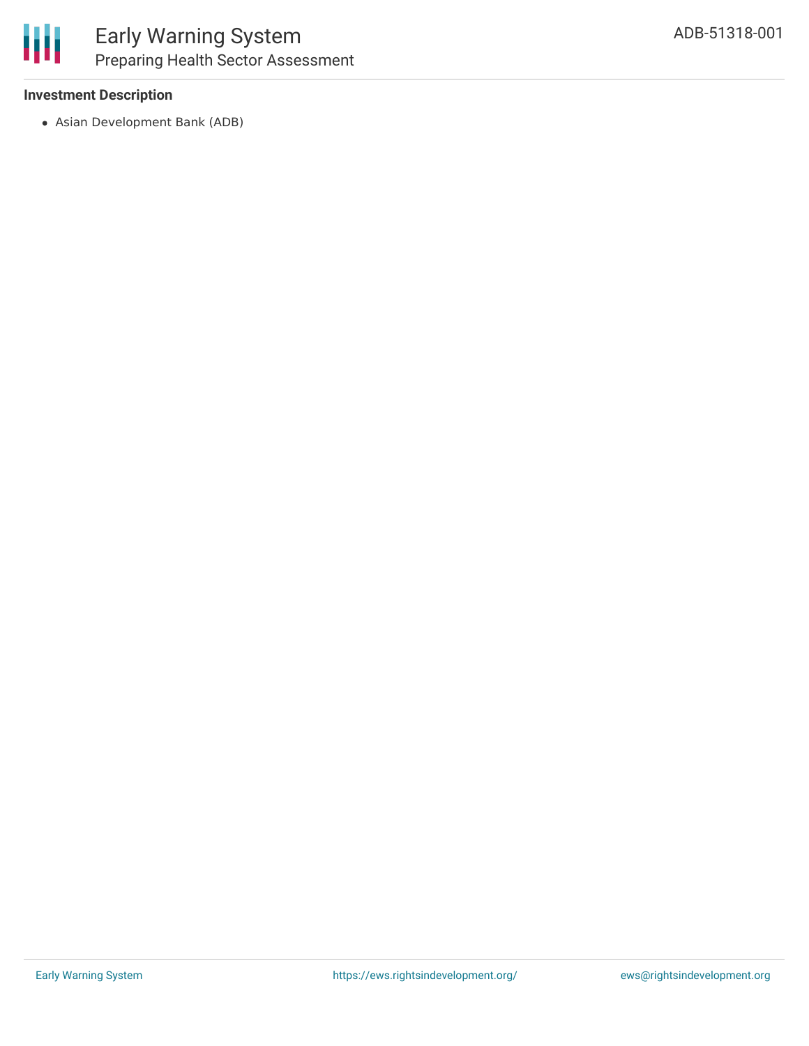### Investment Description

- Asian Development Bank (ADB)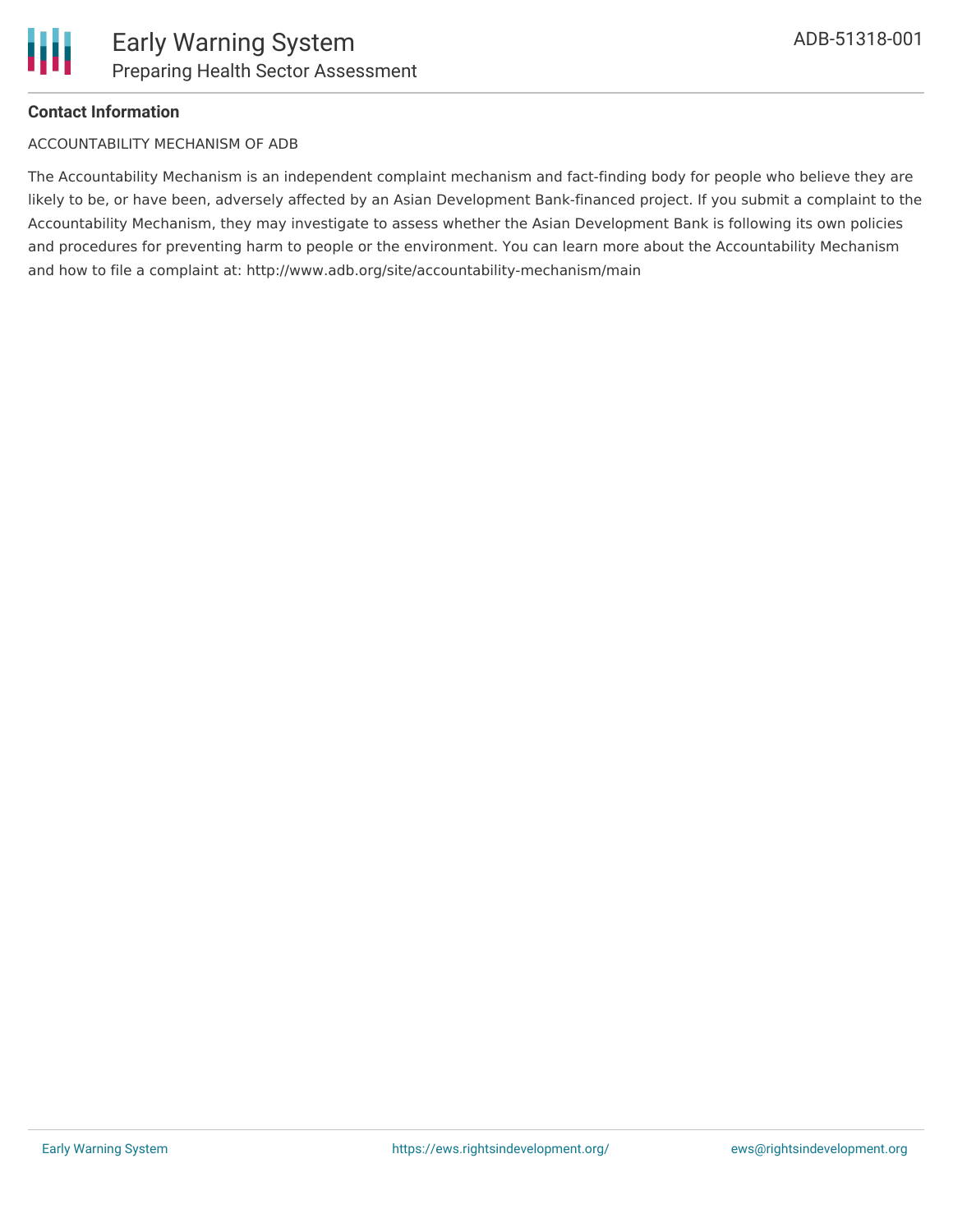**Contact Information**

ACCOUNTABILITY MECHANISM OF ADB

The Accountability Mechanism is an independent complaint mechanism and fact-finding body for people who believe they are likely to be, or have been, adversely affected by an Asian Development Bank-financed project. If you submit a complaint to the Accountability Mechanism, they may investigate to assess whether the Asian Development Bank is following its own policies and procedures for preventing harm to people or the environment. You can learn more about the Accountability Mechanism and how to file a complaint at: http://www.adb.org/site/accountability-mechanism/main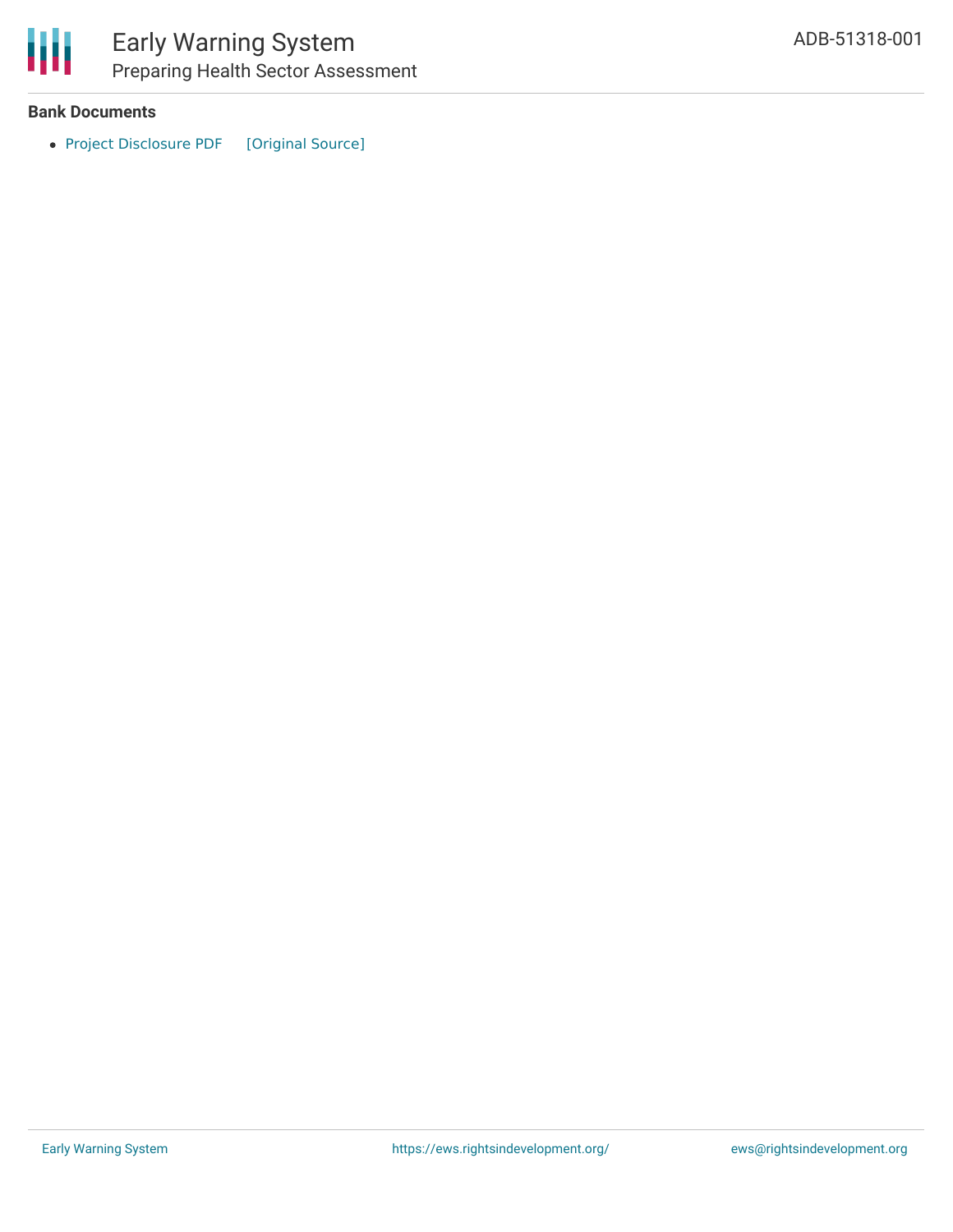### Bank Documents

- Project Disclosure PDF [Original Source]